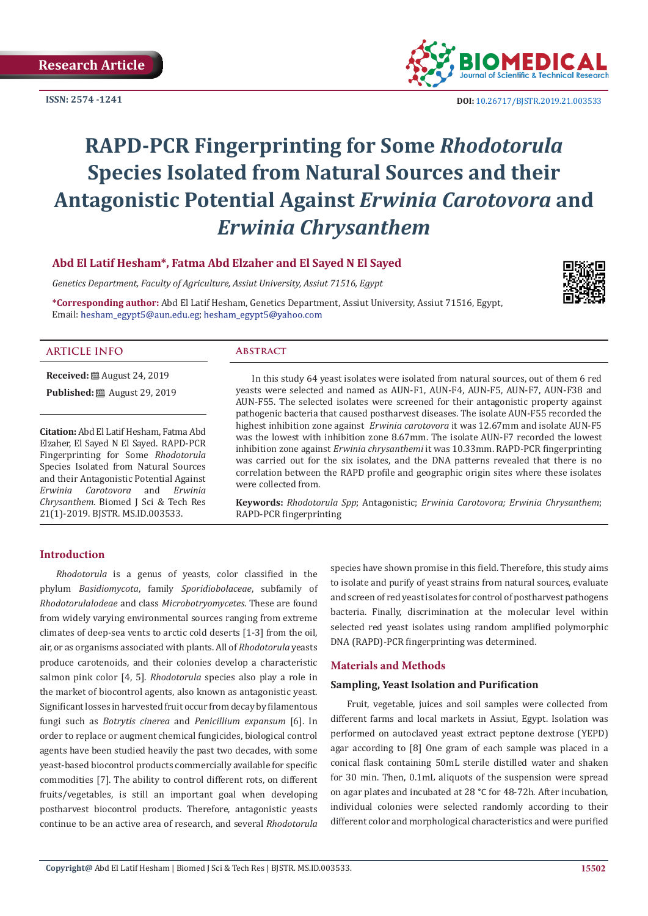Research Article

ISSN: 2574 -1241

DOI: 10.26717/BJSTR.2019.21.003533

# RAPD-PCR Fingerprinting for Some *Rhodotorula* Species Isolated from Natural Sources and their Antagonistic Potential Against *Erwinia Carotovora* and *Erwinia Chrysanthem*

**Abd El Latif Hesham\*, Fatma Abd Elzaher and El Sayed N El Sayed**

*Genetics Department, Faculty of Agriculture, Assiut University, Assiut 71516, Egypt*

**\*Corresponding author:** Abd El Latif Hesham, Genetics Department, Assiut University, Assiut 71516, Egypt, Email: hesham_egypt5@aun.edu.eg; hesham_egypt5@yahoo.com

## ARTICLE INFO

**Received:** August 24, 2019

**Published:** August 29, 2019

**Citation:** Abd El Latif Hesham, Fatma Abd Elzaher, El Sayed N El Sayed. RAPD-PCR Fingerprinting for Some *Rhodotorula* Species Isolated from Natural Sources and their Antagonistic Potential Against *Erwinia Carotovora* and *Erwinia Chrysanthem*. Biomed J Sci & Tech Res 21(1)-2019. BJSTR. MS.ID.003533.

## Abstract

In this study 64 yeast isolates were isolated from natural sources, out of them 6 red yeasts were selected and named as AUN-F1, AUN-F4, AUN-F5, AUN-F7, AUN-F38 and AUN-F55. The selected isolates were screened for their antagonistic property against pathogenic bacteria that caused postharvest diseases. The isolate AUN-F55 recorded the highest inhibition zone against *Erwinia carotovora* it was 12.67mm and isolate AUN-F5 was the lowest with inhibition zone 8.67mm. The isolate AUN-F7 recorded the lowest inhibition zone against *Erwinia chrysanthemi* it was 10.33mm. RAPD-PCR fingerprinting was carried out for the six isolates, and the DNA patterns revealed that there is no correlation between the RAPD profile and geographic origin sites where these isolates were collected from.

**Keywords:** *Rhodotorula Spp*; Antagonistic; *Erwinia Carotovora; Erwinia Chrysanthem*; RAPD-PCR fingerprinting

## Introduction

*Rhodotorula* is a genus of yeasts, color classified in the phylum *Basidiomycota*, family *Sporidiobolaceae*, subfamily of *Rhodotorulalodeae* and class *Microbotryomycetes*. These are found from widely varying environmental sources ranging from extreme climates of deep-sea vents to arctic cold deserts [1-3] from the oil, air, or as organisms associated with plants. All of *Rhodotorula* yeasts produce carotenoids, and their colonies develop a characteristic salmon pink color [4, 5]. *Rhodotorula* species also play a role in the market of biocontrol agents, also known as antagonistic yeast. Significant losses in harvested fruit occur from decay by filamentous fungi such as *Botrytis cinerea* and *Penicillium expansum* [6]. In order to replace or augment chemical fungicides, biological control agents have been studied heavily the past two decades, with some yeast-based biocontrol products commercially available for specific commodities [7]. The ability to control different rots, on different fruits/vegetables, is still an important goal when developing postharvest biocontrol products. Therefore, antagonistic yeasts continue to be an active area of research, and several *Rhodotorula* species have shown promise in this field. Therefore, this study aims to isolate and purify of yeast strains from natural sources, evaluate and screen of red yeast isolates for control of postharvest pathogens bacteria. Finally, discrimination at the molecular level within selected red yeast isolates using random amplified polymorphic DNA (RAPD)-PCR fingerprinting was determined.

## Materials and Methods

### Sampling, Yeast Isolation and Purification

Fruit, vegetable, juices and soil samples were collected from different farms and local markets in Assiut, Egypt. Isolation was performed on autoclaved yeast extract peptone dextrose (YEPD) agar according to [8] One gram of each sample was placed in a conical flask containing 50mL sterile distilled water and shaken for 30 min. Then, 0.1mL aliquots of the suspension were spread on agar plates and incubated at 28 °C for 48-72h. After incubation, individual colonies were selected randomly according to their different color and morphological characteristics and were purified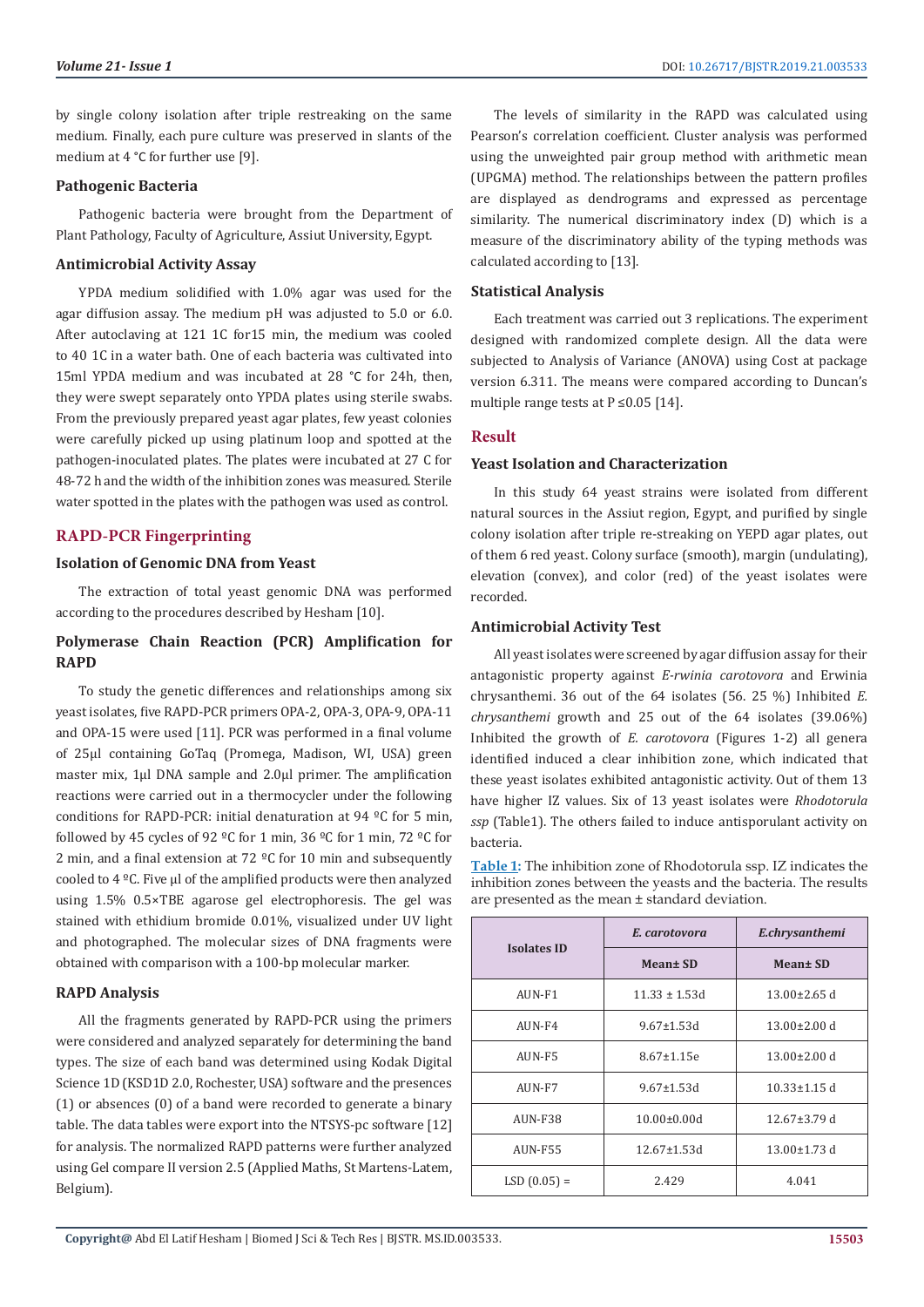by single colony isolation after triple restreaking on the same medium. Finally, each pure culture was preserved in slants of the medium at 4 °C for further use [9].

### Pathogenic Bacteria

Pathogenic bacteria were brought from the Department of Plant Pathology, Faculty of Agriculture, Assiut University, Egypt.

### Antimicrobial Activity Assay

YPDA medium solidified with 1.0% agar was used for the agar diffusion assay. The medium pH was adjusted to 5.0 or 6.0. After autoclaving at 121 1C for15 min, the medium was cooled to 40 1C in a water bath. One of each bacteria was cultivated into 15ml YPDA medium and was incubated at 28 °C for 24h, then, they were swept separately onto YPDA plates using sterile swabs. From the previously prepared yeast agar plates, few yeast colonies were carefully picked up using platinum loop and spotted at the pathogen-inoculated plates. The plates were incubated at 27 C for 48-72 h and the width of the inhibition zones was measured. Sterile water spotted in the plates with the pathogen was used as control.

## RAPD-PCR Fingerprinting

### Isolation of Genomic DNA from Yeast

The extraction of total yeast genomic DNA was performed according to the procedures described by Hesham [10].

### Polymerase Chain Reaction (PCR) Amplification for RAPD

To study the genetic differences and relationships among six yeast isolates, five RAPD-PCR primers OPA-2, OPA-3, OPA-9, OPA-11 and OPA-15 were used [11]. PCR was performed in a final volume of 25μl containing GoTaq (Promega, Madison, WI, USA) green master mix, 1μl DNA sample and 2.0μl primer. The amplification reactions were carried out in a thermocycler under the following conditions for RAPD-PCR: initial denaturation at 94 ºC for 5 min, followed by 45 cycles of 92 ºC for 1 min, 36 ºC for 1 min, 72 ºC for 2 min, and a final extension at 72 ºC for 10 min and subsequently cooled to 4 ºC. Five μl of the amplified products were then analyzed using 1.5% 0.5×TBE agarose gel electrophoresis. The gel was stained with ethidium bromide 0.01%, visualized under UV light and photographed. The molecular sizes of DNA fragments were obtained with comparison with a 100-bp molecular marker.

### RAPD Analysis

All the fragments generated by RAPD-PCR using the primers were considered and analyzed separately for determining the band types. The size of each band was determined using Kodak Digital Science 1D (KSD1D 2.0, Rochester, USA) software and the presences (1) or absences (0) of a band were recorded to generate a binary table. The data tables were export into the NTSYS-pc software [12] for analysis. The normalized RAPD patterns were further analyzed using Gel compare II version 2.5 (Applied Maths, St Martens-Latem, Belgium).

The levels of similarity in the RAPD was calculated using Pearson's correlation coefficient. Cluster analysis was performed using the unweighted pair group method with arithmetic mean (UPGMA) method. The relationships between the pattern profiles are displayed as dendrograms and expressed as percentage similarity. The numerical discriminatory index (D) which is a measure of the discriminatory ability of the typing methods was calculated according to [13].

### Statistical Analysis

Each treatment was carried out 3 replications. The experiment designed with randomized complete design. All the data were subjected to Analysis of Variance (ANOVA) using Cost at package version 6.311. The means were compared according to Duncan's multiple range tests at $P \leq 0.05$ [14].

## Result

### Yeast Isolation and Characterization

In this study 64 yeast strains were isolated from different natural sources in the Assiut region, Egypt, and purified by single colony isolation after triple re-streaking on YEPD agar plates, out of them 6 red yeast. Colony surface (smooth), margin (undulating), elevation (convex), and color (red) of the yeast isolates were recorded.

### Antimicrobial Activity Test

All yeast isolates were screened by agar diffusion assay for their antagonistic property against *E-rwinia carotovora* and Erwinia chrysanthemi. 36 out of the 64 isolates (56. 25 %) Inhibited *E. chrysanthemi* growth and 25 out of the 64 isolates (39.06%) Inhibited the growth of *E. carotovora* (Figures 1-2) all genera identified induced a clear inhibition zone, which indicated that these yeast isolates exhibited antagonistic activity. Out of them 13 have higher IZ values. Six of 13 yeast isolates were *Rhodotorula ssp* (Table1). The others failed to induce antisporulant activity on bacteria.

**Table 1:** The inhibition zone of Rhodotorula ssp. IZ indicates the inhibition zones between the yeasts and the bacteria. The results are presented as the mean ± standard deviation.

| Isolates ID | *E. carotovora* | *E.chrysanthemi* |
|---|---|---|
| | Mean± SD | Mean± SD |
| AUN-F1 | 11.33 ± 1.53d | 13.00±2.65 d |
| AUN-F4 | 9.67±1.53d | 13.00±2.00 d |
| AUN-F5 | 8.67±1.15e | 13.00±2.00 d |
| AUN-F7 | 9.67±1.53d | 10.33±1.15 d |
| AUN-F38 | 10.00±0.00d | 12.67±3.79 d |
| AUN-F55 | 12.67±1.53d | 13.00±1.73 d |
| LSD (0.05) = | 2.429 | 4.041 |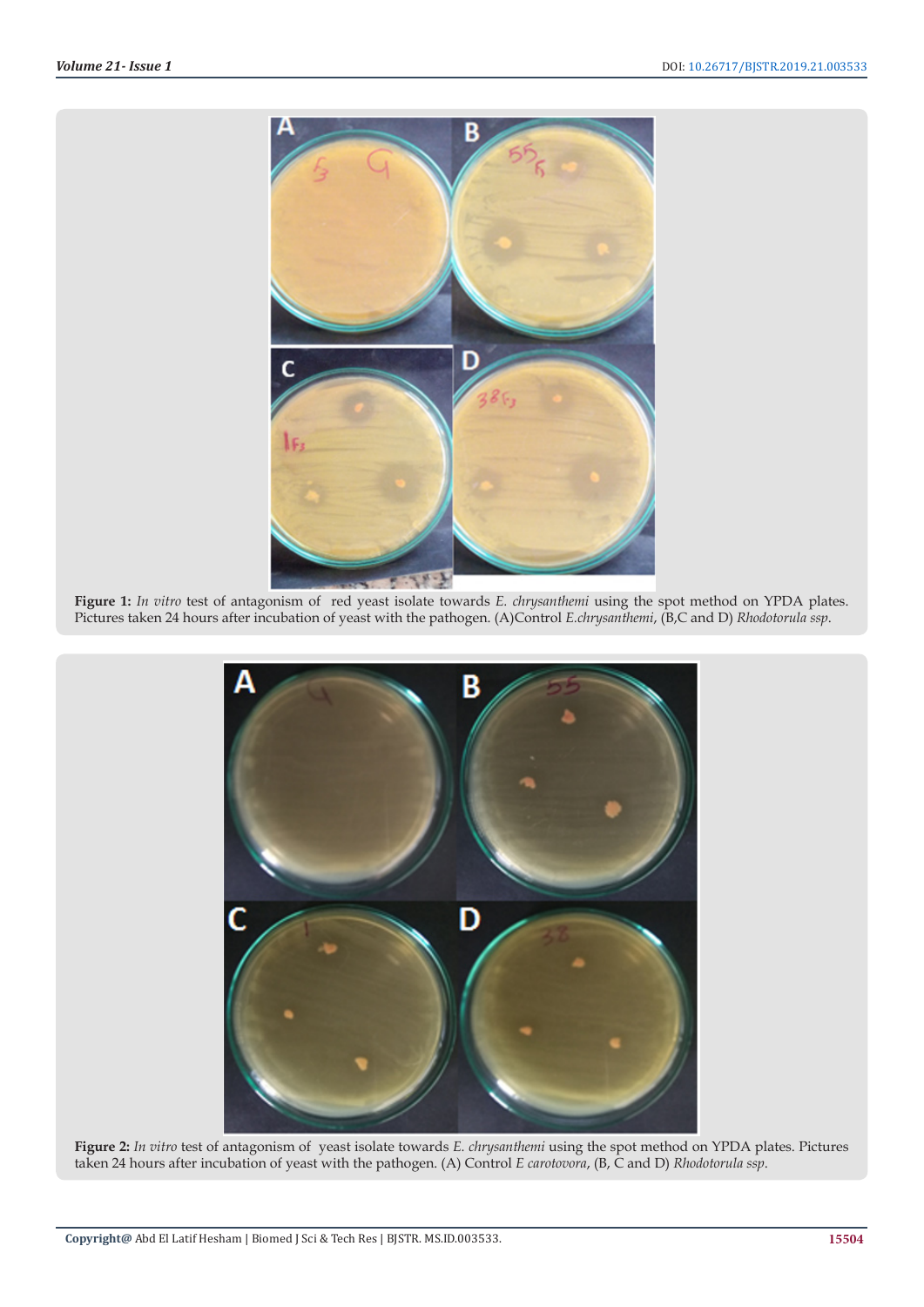**Figure 1:** *In vitro* test of antagonism of red yeast isolate towards *E. chrysanthemi* using the spot method on YPDA plates. Pictures taken 24 hours after incubation of yeast with the pathogen. (A)Control *E.chrysanthemi*, (B,C and D) *Rhodotorula ssp*.

**Figure 2:** *In vitro* test of antagonism of yeast isolate towards *E. chrysanthemi* using the spot method on YPDA plates. Pictures taken 24 hours after incubation of yeast with the pathogen. (A) Control *E carotovora*, (B, C and D) *Rhodotorula ssp*.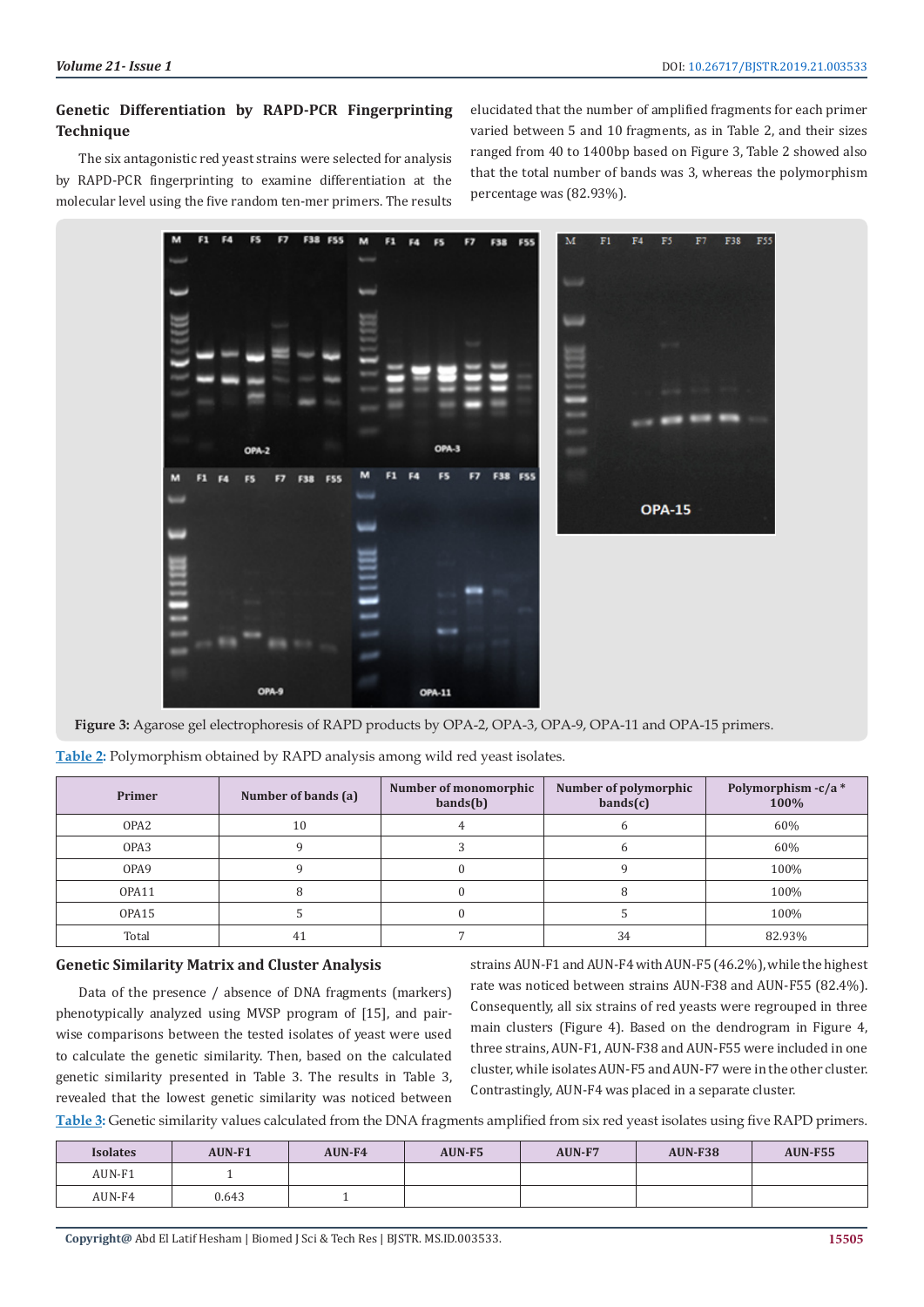### Genetic Differentiation by RAPD-PCR Fingerprinting Technique

The six antagonistic red yeast strains were selected for analysis by RAPD-PCR fingerprinting to examine differentiation at the molecular level using the five random ten-mer primers. The results elucidated that the number of amplified fragments for each primer varied between 5 and 10 fragments, as in Table 2, and their sizes ranged from 40 to 1400bp based on Figure 3, Table 2 showed also that the total number of bands was 3, whereas the polymorphism percentage was (82.93%).

**Figure 3:** Agarose gel electrophoresis of RAPD products by OPA-2, OPA-3, OPA-9, OPA-11 and OPA-15 primers.

**Table 2:** Polymorphism obtained by RAPD analysis among wild red yeast isolates.

| Primer | Number of bands (a) | Number of monomorphic bands(b) | Number of polymorphic bands(c) | Polymorphism -c/a * 100% |
|---|---|---|---|---|
| OPA2 | 10 | 4 | 6 | 60% |
| OPA3 | 9 | 3 | 6 | 60% |
| OPA9 | 9 | 0 | 9 | 100% |
| OPA11 | 8 | 0 | 8 | 100% |
| OPA15 | 5 | 0 | 5 | 100% |
| Total | 41 | 7 | 34 | 82.93% |

### Genetic Similarity Matrix and Cluster Analysis

Data of the presence / absence of DNA fragments (markers) phenotypically analyzed using MVSP program of [15], and pair-wise comparisons between the tested isolates of yeast were used to calculate the genetic similarity. Then, based on the calculated genetic similarity presented in Table 3. The results in Table 3, revealed that the lowest genetic similarity was noticed between strains AUN-F1 and AUN-F4 with AUN-F5 (46.2%), while the highest rate was noticed between strains AUN-F38 and AUN-F55 (82.4%). Consequently, all six strains of red yeasts were regrouped in three main clusters (Figure 4). Based on the dendrogram in Figure 4, three strains, AUN-F1, AUN-F38 and AUN-F55 were included in one cluster, while isolates AUN-F5 and AUN-F7 were in the other cluster. Contrastingly, AUN-F4 was placed in a separate cluster.

**Table 3:** Genetic similarity values calculated from the DNA fragments amplified from six red yeast isolates using five RAPD primers.

| Isolates | AUN-F1 | AUN-F4 | AUN-F5 | AUN-F7 | AUN-F38 | AUN-F55 |
|---|---|---|---|---|---|---|
| AUN-F1 | 1 | | | | | |
| AUN-F4 | 0.643 | 1 | | | | |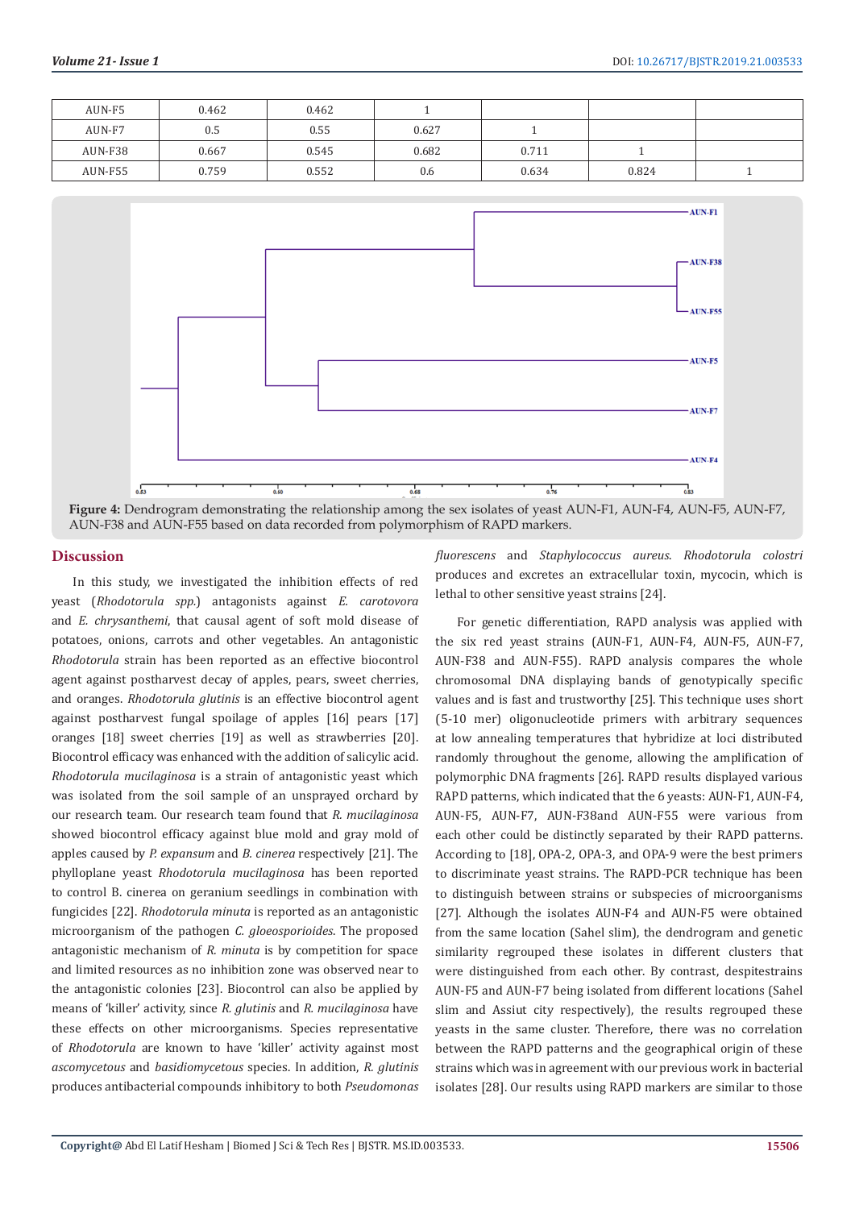| AUN-F5 | 0.462 | 0.462 | 1 | | | |
|---|---|---|---|---|---|---|
| AUN-F7 | 0.5 | 0.55 | 0.627 | 1 | | |
| AUN-F38 | 0.667 | 0.545 | 0.682 | 0.711 | 1 | |
| AUN-F55 | 0.759 | 0.552 | 0.6 | 0.634 | 0.824 | 1 |

**Figure 4:** Dendrogram demonstrating the relationship among the sex isolates of yeast AUN-F1, AUN-F4, AUN-F5, AUN-F7, AUN-F38 and AUN-F55 based on data recorded from polymorphism of RAPD markers.

## Discussion

In this study, we investigated the inhibition effects of red yeast (*Rhodotorula spp.*) antagonists against *E. carotovora* and *E. chrysanthemi*, that causal agent of soft mold disease of potatoes, onions, carrots and other vegetables. An antagonistic *Rhodotorula* strain has been reported as an effective biocontrol agent against postharvest decay of apples, pears, sweet cherries, and oranges. *Rhodotorula glutinis* is an effective biocontrol agent against postharvest fungal spoilage of apples [16] pears [17] oranges [18] sweet cherries [19] as well as strawberries [20]. Biocontrol efficacy was enhanced with the addition of salicylic acid. *Rhodotorula mucilaginosa* is a strain of antagonistic yeast which was isolated from the soil sample of an unsprayed orchard by our research team. Our research team found that *R. mucilaginosa* showed biocontrol efficacy against blue mold and gray mold of apples caused by *P. expansum* and *B. cinerea* respectively [21]. The phylloplane yeast *Rhodotorula mucilaginosa* has been reported to control B. cinerea on geranium seedlings in combination with fungicides [22]. *Rhodotorula minuta* is reported as an antagonistic microorganism of the pathogen *C. gloeosporioides*. The proposed antagonistic mechanism of *R. minuta* is by competition for space and limited resources as no inhibition zone was observed near to the antagonistic colonies [23]. Biocontrol can also be applied by means of 'killer' activity, since *R. glutinis* and *R. mucilaginosa* have these effects on other microorganisms. Species representative of *Rhodotorula* are known to have 'killer' activity against most *ascomycetous* and *basidiomycetous* species. In addition, *R. glutinis* produces antibacterial compounds inhibitory to both *Pseudomonas fluorescens* and *Staphylococcus aureus*. *Rhodotorula colostri* produces and excretes an extracellular toxin, mycocin, which is lethal to other sensitive yeast strains [24].

For genetic differentiation, RAPD analysis was applied with the six red yeast strains (AUN-F1, AUN-F4, AUN-F5, AUN-F7, AUN-F38 and AUN-F55). RAPD analysis compares the whole chromosomal DNA displaying bands of genotypically specific values and is fast and trustworthy [25]. This technique uses short (5-10 mer) oligonucleotide primers with arbitrary sequences at low annealing temperatures that hybridize at loci distributed randomly throughout the genome, allowing the amplification of polymorphic DNA fragments [26]. RAPD results displayed various RAPD patterns, which indicated that the 6 yeasts: AUN-F1, AUN-F4, AUN-F5, AUN-F7, AUN-F38and AUN-F55 were various from each other could be distinctly separated by their RAPD patterns. According to [18], OPA-2, OPA-3, and OPA-9 were the best primers to discriminate yeast strains. The RAPD-PCR technique has been to distinguish between strains or subspecies of microorganisms [27]. Although the isolates AUN-F4 and AUN-F5 were obtained from the same location (Sahel slim), the dendrogram and genetic similarity regrouped these isolates in different clusters that were distinguished from each other. By contrast, despitestrains AUN-F5 and AUN-F7 being isolated from different locations (Sahel slim and Assiut city respectively), the results regrouped these yeasts in the same cluster. Therefore, there was no correlation between the RAPD patterns and the geographical origin of these strains which was in agreement with our previous work in bacterial isolates [28]. Our results using RAPD markers are similar to those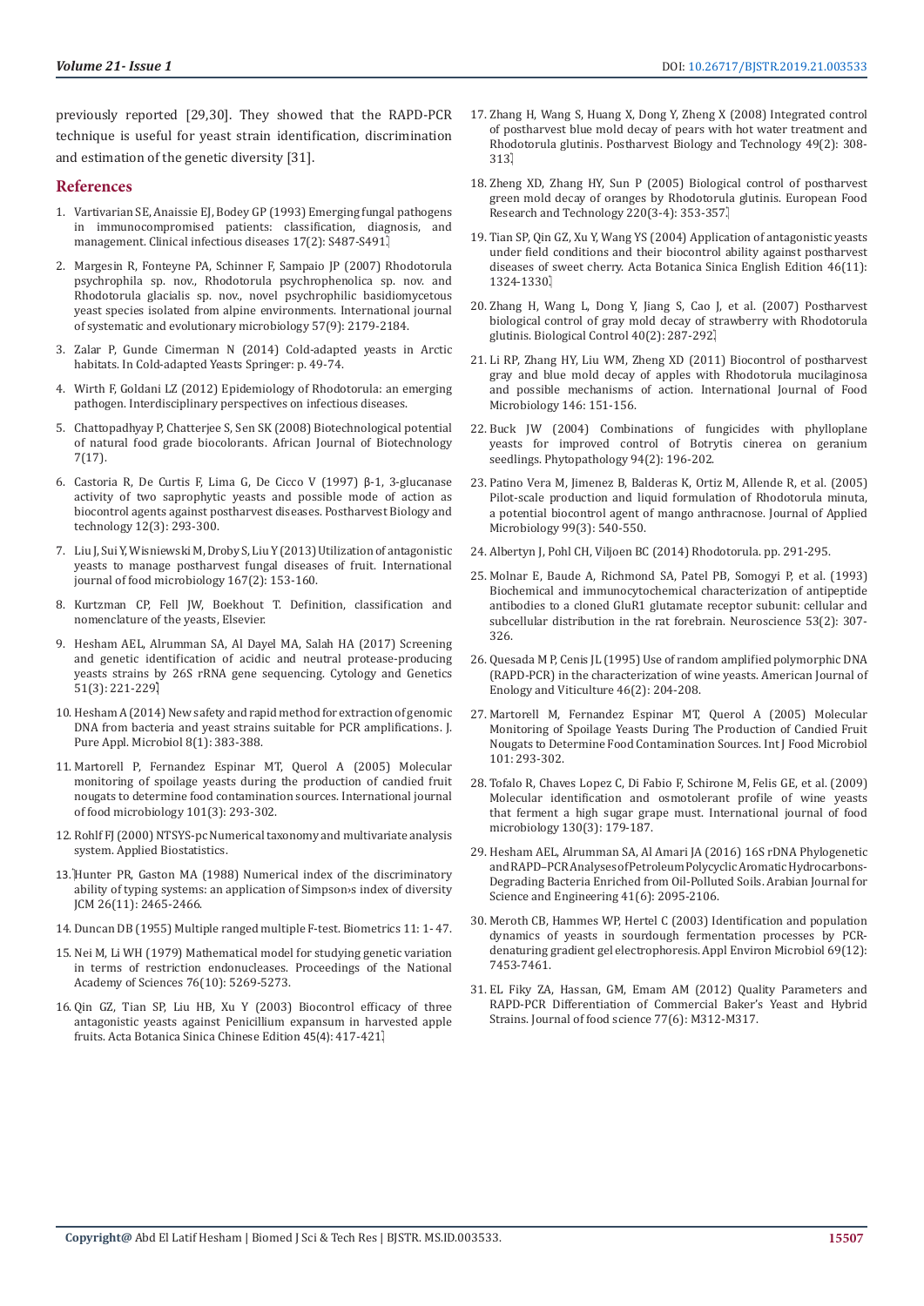previously reported [29,30]. They showed that the RAPD-PCR technique is useful for yeast strain identification, discrimination and estimation of the genetic diversity [31].

## References

1. Vartivarian SE, Anaissie EJ, Bodey GP (1993) Emerging fungal pathogens in immunocompromised patients: classification, diagnosis, and management. Clinical infectious diseases 17(2): S487-S491.
2. Margesin R, Fonteyne PA, Schinner F, Sampaio JP (2007) Rhodotorula psychrophila sp. nov., Rhodotorula psychrophenolica sp. nov. and Rhodotorula glacialis sp. nov., novel psychrophilic basidiomycetous yeast species isolated from alpine environments. International journal of systematic and evolutionary microbiology 57(9): 2179-2184.
3. Zalar P, Gunde Cimerman N (2014) Cold-adapted yeasts in Arctic habitats. In Cold-adapted Yeasts Springer: p. 49-74.
4. Wirth F, Goldani LZ (2012) Epidemiology of Rhodotorula: an emerging pathogen. Interdisciplinary perspectives on infectious diseases.
5. Chattopadhyay P, Chatterjee S, Sen SK (2008) Biotechnological potential of natural food grade biocolorants. African Journal of Biotechnology 7(17).
6. Castoria R, De Curtis F, Lima G, De Cicco V (1997) β-1, 3-glucanase activity of two saprophytic yeasts and possible mode of action as biocontrol agents against postharvest diseases. Postharvest Biology and technology 12(3): 293-300.
7. Liu J, Sui Y, Wisniewski M, Droby S, Liu Y (2013) Utilization of antagonistic yeasts to manage postharvest fungal diseases of fruit. International journal of food microbiology 167(2): 153-160.
8. Kurtzman CP, Fell JW, Boekhout T. Definition, classification and nomenclature of the yeasts, Elsevier.
9. Hesham AEL, Alrumman SA, Al Dayel MA, Salah HA (2017) Screening and genetic identification of acidic and neutral protease-producing yeasts strains by 26S rRNA gene sequencing. Cytology and Genetics 51(3): 221-229.
10. Hesham A (2014) New safety and rapid method for extraction of genomic DNA from bacteria and yeast strains suitable for PCR amplifications. J. Pure Appl. Microbiol 8(1): 383-388.
11. Martorell P, Fernandez Espinar MT, Querol A (2005) Molecular monitoring of spoilage yeasts during the production of candied fruit nougats to determine food contamination sources. International journal of food microbiology 101(3): 293-302.
12. Rohlf FJ (2000) NTSYS-pc Numerical taxonomy and multivariate analysis system. Applied Biostatistics.
13. Hunter PR, Gaston MA (1988) Numerical index of the discriminatory ability of typing systems: an application of Simpson›s index of diversity JCM 26(11): 2465-2466.
14. Duncan DB (1955) Multiple ranged multiple F-test. Biometrics 11: 1- 47.
15. Nei M, Li WH (1979) Mathematical model for studying genetic variation in terms of restriction endonucleases. Proceedings of the National Academy of Sciences 76(10): 5269-5273.
16. Qin GZ, Tian SP, Liu HB, Xu Y (2003) Biocontrol efficacy of three antagonistic yeasts against Penicillium expansum in harvested apple fruits. Acta Botanica Sinica Chinese Edition 45(4): 417-421.
17. Zhang H, Wang S, Huang X, Dong Y, Zheng X (2008) Integrated control of postharvest blue mold decay of pears with hot water treatment and Rhodotorula glutinis. Postharvest Biology and Technology 49(2): 308-313.
18. Zheng XD, Zhang HY, Sun P (2005) Biological control of postharvest green mold decay of oranges by Rhodotorula glutinis. European Food Research and Technology 220(3-4): 353-357.
19. Tian SP, Qin GZ, Xu Y, Wang YS (2004) Application of antagonistic yeasts under field conditions and their biocontrol ability against postharvest diseases of sweet cherry. Acta Botanica Sinica English Edition 46(11): 1324-1330.
20. Zhang H, Wang L, Dong Y, Jiang S, Cao J, et al. (2007) Postharvest biological control of gray mold decay of strawberry with Rhodotorula glutinis. Biological Control 40(2): 287-292.
21. Li RP, Zhang HY, Liu WM, Zheng XD (2011) Biocontrol of postharvest gray and blue mold decay of apples with Rhodotorula mucilaginosa and possible mechanisms of action. International Journal of Food Microbiology 146: 151-156.
22. Buck JW (2004) Combinations of fungicides with phylloplane yeasts for improved control of Botrytis cinerea on geranium seedlings. Phytopathology 94(2): 196-202.
23. Patino Vera M, Jimenez B, Balderas K, Ortiz M, Allende R, et al. (2005) Pilot-scale production and liquid formulation of Rhodotorula minuta, a potential biocontrol agent of mango anthracnose. Journal of Applied Microbiology 99(3): 540-550.
24. Albertyn J, Pohl CH, Viljoen BC (2014) Rhodotorula. pp. 291-295.
25. Molnar E, Baude A, Richmond SA, Patel PB, Somogyi P, et al. (1993) Biochemical and immunocytochemical characterization of antipeptide antibodies to a cloned GluR1 glutamate receptor subunit: cellular and subcellular distribution in the rat forebrain. Neuroscience 53(2): 307-326.
26. Quesada M P, Cenis JL (1995) Use of random amplified polymorphic DNA (RAPD-PCR) in the characterization of wine yeasts. American Journal of Enology and Viticulture 46(2): 204-208.
27. Martorell M, Fernandez Espinar MT, Querol A (2005) Molecular Monitoring of Spoilage Yeasts During The Production of Candied Fruit Nougats to Determine Food Contamination Sources. Int J Food Microbiol 101: 293-302.
28. Tofalo R, Chaves Lopez C, Di Fabio F, Schirone M, Felis GE, et al. (2009) Molecular identification and osmotolerant profile of wine yeasts that ferment a high sugar grape must. International journal of food microbiology 130(3): 179-187.
29. Hesham AEL, Alrumman SA, Al Amari JA (2016) 16S rDNA Phylogenetic and RAPD–PCR Analyses of Petroleum Polycyclic Aromatic Hydrocarbons-Degrading Bacteria Enriched from Oil-Polluted Soils. Arabian Journal for Science and Engineering 41(6): 2095-2106.
30. Meroth CB, Hammes WP, Hertel C (2003) Identification and population dynamics of yeasts in sourdough fermentation processes by PCR-denaturing gradient gel electrophoresis. Appl Environ Microbiol 69(12): 7453-7461.
31. EL Fiky ZA, Hassan, GM, Emam AM (2012) Quality Parameters and RAPD-PCR Differentiation of Commercial Baker's Yeast and Hybrid Strains. Journal of food science 77(6): M312-M317.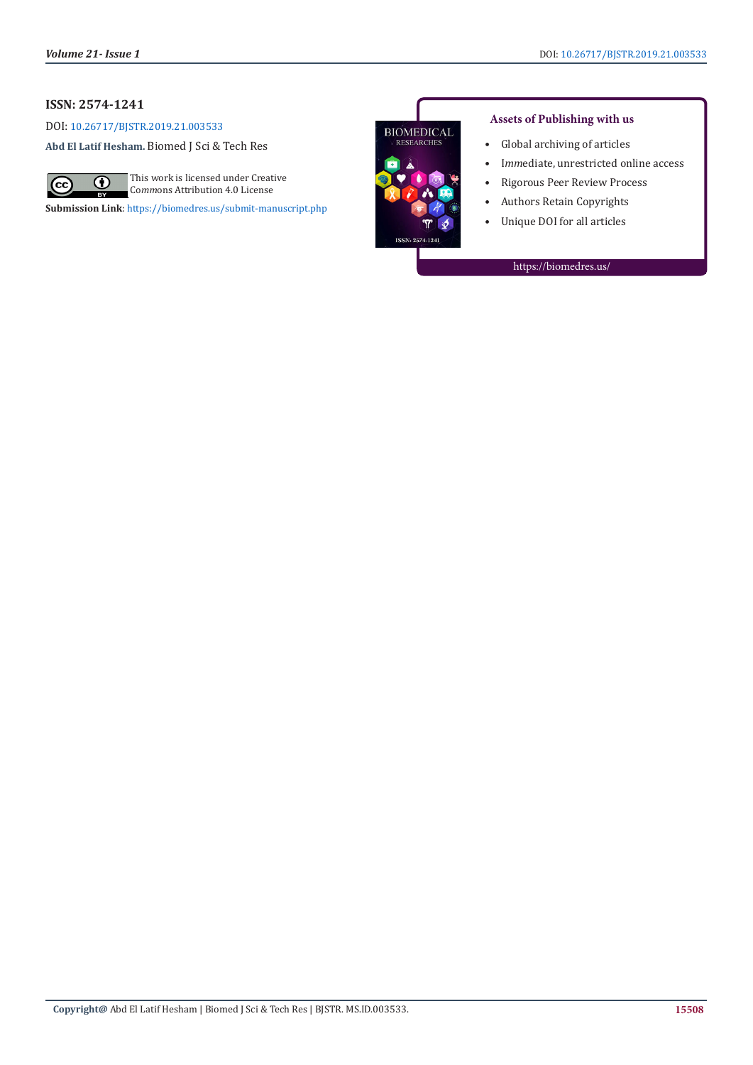**ISSN: 2574-1241**

DOI: 10.26717/BJSTR.2019.21.003533

**Abd El Latif Hesham.** Biomed J Sci & Tech Res

This work is licensed under Creative Commons Attribution 4.0 License

**Submission Link**: https://biomedres.us/submit-manuscript.php

### Assets of Publishing with us

- Global archiving of articles
- Immediate, unrestricted online access
- Rigorous Peer Review Process
- Authors Retain Copyrights
- Unique DOI for all articles

https://biomedres.us/